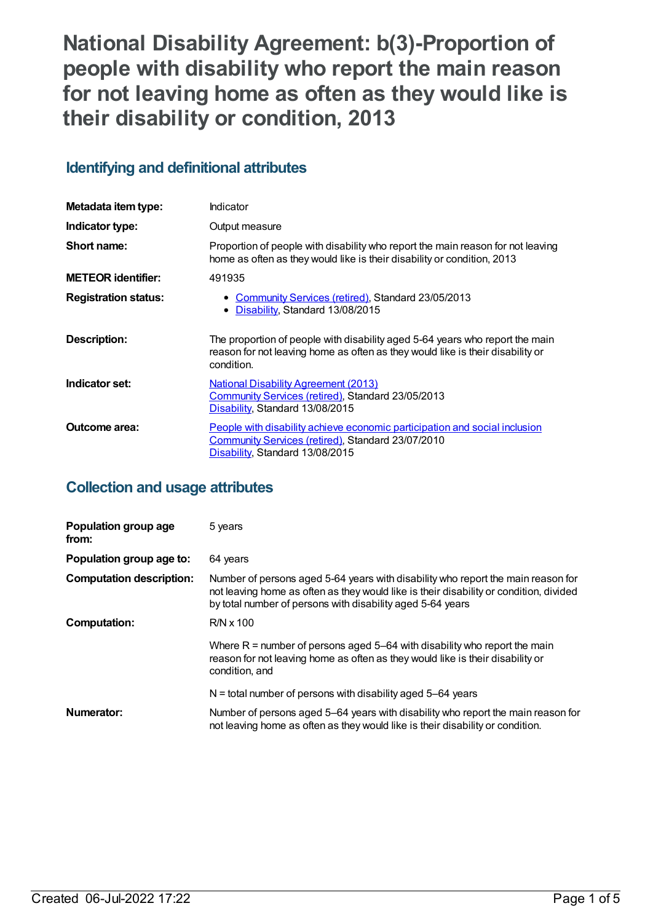# National Disability Agreement: b(3)-Proportion of people with disability who report the main reason for not leaving home as often as they would like is their disability or condition, 2013

## Identifying and definitional attributes

| | |
|---|---|
| **Metadata item type:** | Indicator |
| **Indicator type:** | Output measure |
| **Short name:** | Proportion of people with disability who report the main reason for not leaving home as often as they would like is their disability or condition, 2013 |
| **METEOR identifier:** | 491935 |
| **Registration status:** | • Community Services (retired), Standard 23/05/2013<br>• Disability, Standard 13/08/2015 |
| **Description:** | The proportion of people with disability aged 5-64 years who report the main reason for not leaving home as often as they would like is their disability or condition. |
| **Indicator set:** | National Disability Agreement (2013)<br>Community Services (retired), Standard 23/05/2013<br>Disability, Standard 13/08/2015 |
| **Outcome area:** | People with disability achieve economic participation and social inclusion<br>Community Services (retired), Standard 23/07/2010<br>Disability, Standard 13/08/2015 |

## Collection and usage attributes

| | |
|---|---|
| **Population group age from:** | 5 years |
| **Population group age to:** | 64 years |
| **Computation description:** | Number of persons aged 5-64 years with disability who report the main reason for not leaving home as often as they would like is their disability or condition, divided by total number of persons with disability aged 5-64 years |
| **Computation:** | R/N x 100<br><br>Where R = number of persons aged 5–64 with disability who report the main reason for not leaving home as often as they would like is their disability or condition, and<br><br>N = total number of persons with disability aged 5–64 years |
| **Numerator:** | Number of persons aged 5–64 years with disability who report the main reason for not leaving home as often as they would like is their disability or condition. |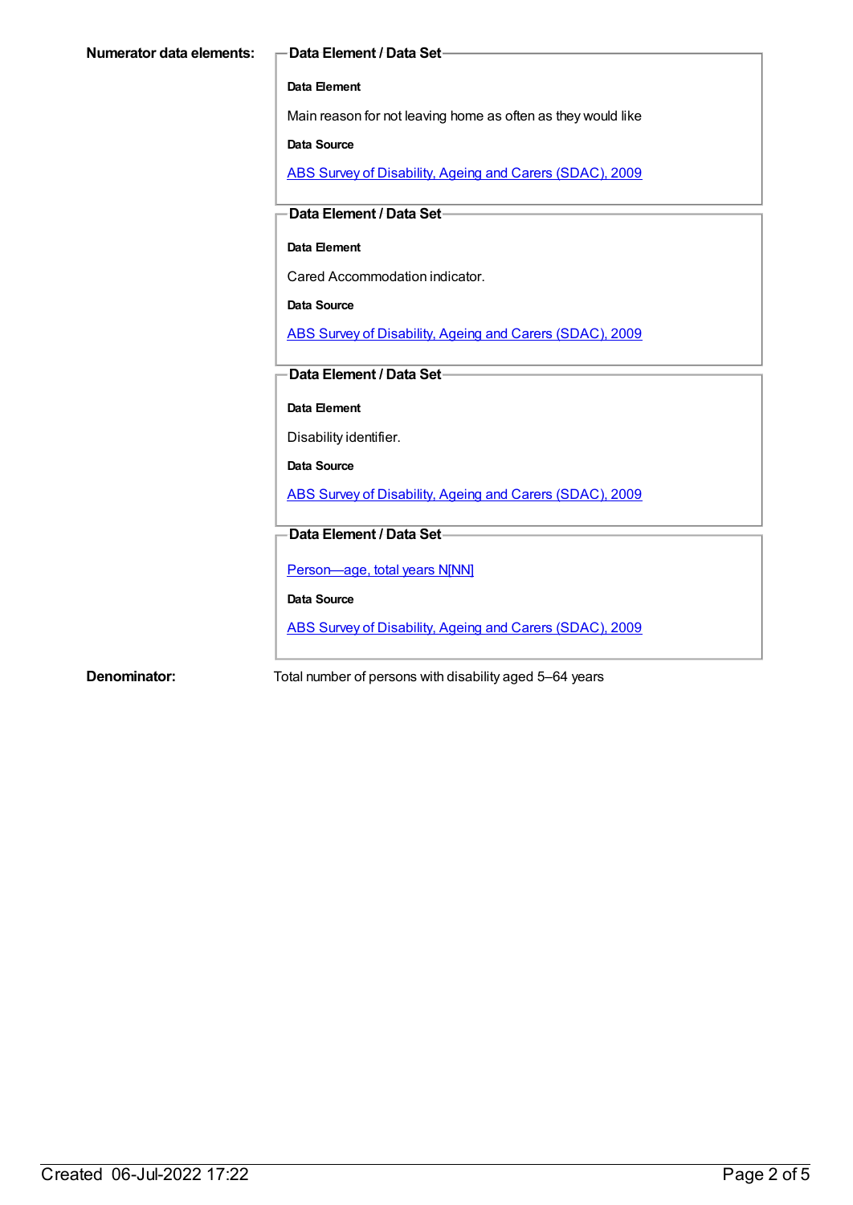**Numerator data elements:**

**Data Element / Data Set**

**Data Element**

Main reason for not leaving home as often as they would like

**Data Source**

ABS Survey of Disability, Ageing and Carers (SDAC), 2009

**Data Element / Data Set**

**Data Element**

Cared Accommodation indicator.

**Data Source**

ABS Survey of Disability, Ageing and Carers (SDAC), 2009

**Data Element / Data Set**

**Data Element**

Disability identifier.

**Data Source**

ABS Survey of Disability, Ageing and Carers (SDAC), 2009

**Data Element / Data Set**

Person—age, total years N[NN]

**Data Source**

ABS Survey of Disability, Ageing and Carers (SDAC), 2009

**Denominator:**

Total number of persons with disability aged 5–64 years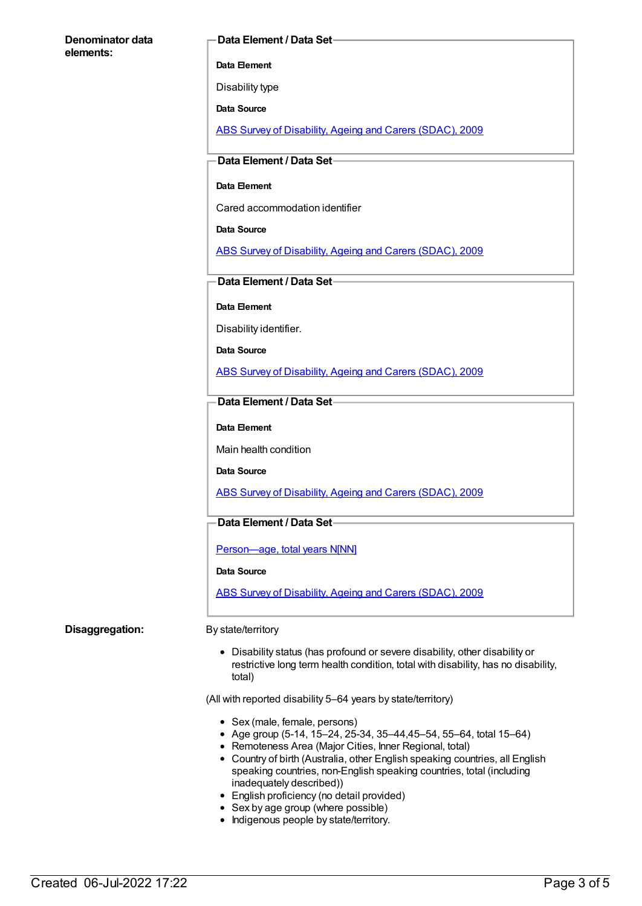**Denominator data elements:**

**Data Element / Data Set**

**Data Element**

Disability type

**Data Source**

ABS Survey of Disability, Ageing and Carers (SDAC), 2009

**Data Element / Data Set**

**Data Element**

Cared accommodation identifier

**Data Source**

ABS Survey of Disability, Ageing and Carers (SDAC), 2009

**Data Element / Data Set**

**Data Element**

Disability identifier.

**Data Source**

ABS Survey of Disability, Ageing and Carers (SDAC), 2009

**Data Element / Data Set**

**Data Element**

Main health condition

**Data Source**

ABS Survey of Disability, Ageing and Carers (SDAC), 2009

**Data Element / Data Set**

Person—age, total years N[NN]

**Data Source**

ABS Survey of Disability, Ageing and Carers (SDAC), 2009

**Disaggregation:**

By state/territory

- Disability status (has profound or severe disability, other disability or restrictive long term health condition, total with disability, has no disability, total)

(All with reported disability 5–64 years by state/territory)

- Sex (male, female, persons)
- Age group (5-14, 15–24, 25-34, 35–44,45–54, 55–64, total 15–64)
- Remoteness Area (Major Cities, Inner Regional, total)
- Country of birth (Australia, other English speaking countries, all English speaking countries, non-English speaking countries, total (including inadequately described))
- English proficiency (no detail provided)
- Sex by age group (where possible)
- Indigenous people by state/territory.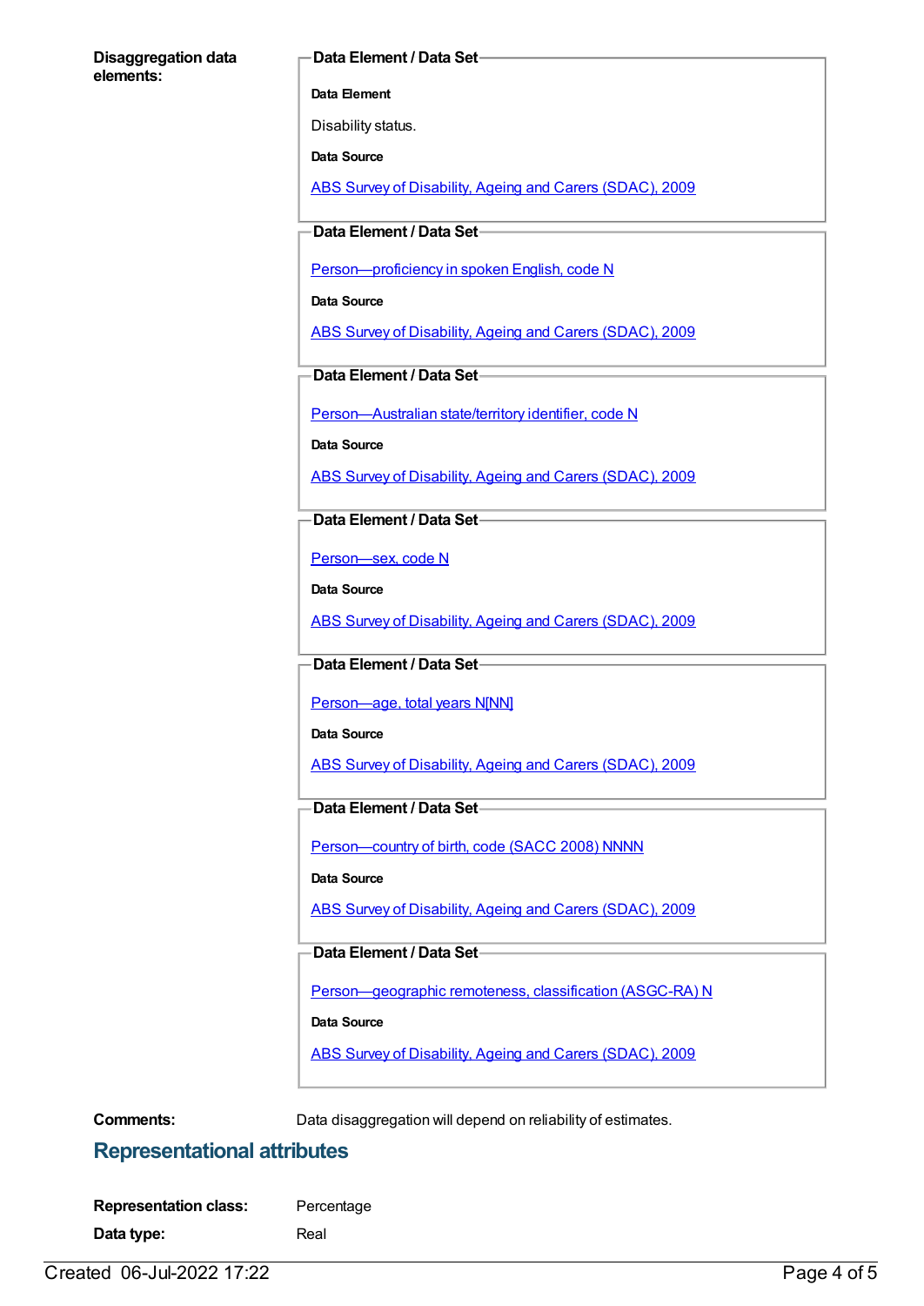**Disaggregation data elements:**

**Data Element / Data Set**

**Data Element**

Disability status.

**Data Source**

ABS Survey of Disability, Ageing and Carers (SDAC), 2009

**Data Element / Data Set**

Person—proficiency in spoken English, code N

**Data Source**

ABS Survey of Disability, Ageing and Carers (SDAC), 2009

**Data Element / Data Set**

Person—Australian state/territory identifier, code N

**Data Source**

ABS Survey of Disability, Ageing and Carers (SDAC), 2009

**Data Element / Data Set**

Person—sex, code N

**Data Source**

ABS Survey of Disability, Ageing and Carers (SDAC), 2009

**Data Element / Data Set**

Person—age, total years N[NN]

**Data Source**

ABS Survey of Disability, Ageing and Carers (SDAC), 2009

**Data Element / Data Set**

Person—country of birth, code (SACC 2008) NNNN

**Data Source**

ABS Survey of Disability, Ageing and Carers (SDAC), 2009

**Data Element / Data Set**

Person—geographic remoteness, classification (ASGC-RA) N

**Data Source**

ABS Survey of Disability, Ageing and Carers (SDAC), 2009

**Comments:** Data disaggregation will depend on reliability of estimates.

## Representational attributes

**Representation class:** Percentage

**Data type:** Real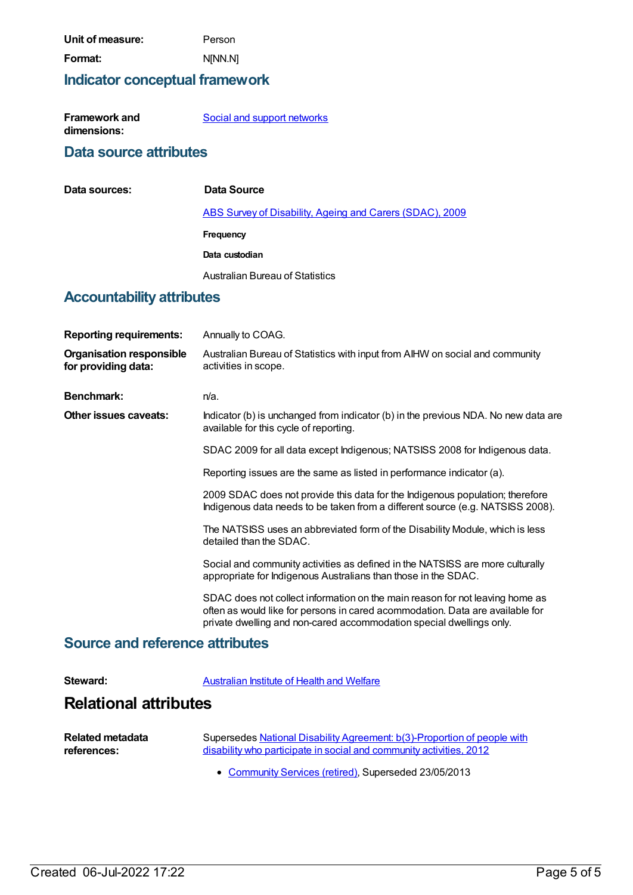**Unit of measure:** Person

**Format:** N[NN.N]

## Indicator conceptual framework

**Framework and dimensions:** Social and support networks

## Data source attributes

**Data sources:**

**Data Source**

ABS Survey of Disability, Ageing and Carers (SDAC), 2009

**Frequency**

**Data custodian**

Australian Bureau of Statistics

## Accountability attributes

**Reporting requirements:** Annually to COAG.

**Organisation responsible for providing data:** Australian Bureau of Statistics with input from AIHW on social and community activities in scope.

**Benchmark:** n/a.

**Other issues caveats:** Indicator (b) is unchanged from indicator (b) in the previous NDA. No new data are available for this cycle of reporting.

SDAC 2009 for all data except Indigenous; NATSISS 2008 for Indigenous data.

Reporting issues are the same as listed in performance indicator (a).

2009 SDAC does not provide this data for the Indigenous population; therefore Indigenous data needs to be taken from a different source (e.g. NATSISS 2008).

The NATSISS uses an abbreviated form of the Disability Module, which is less detailed than the SDAC.

Social and community activities as defined in the NATSISS are more culturally appropriate for Indigenous Australians than those in the SDAC.

SDAC does not collect information on the main reason for not leaving home as often as would like for persons in cared acommodation. Data are available for private dwelling and non-cared accommodation special dwellings only.

## Source and reference attributes

**Steward:** Australian Institute of Health and Welfare

# Relational attributes

**Related metadata references:** Supersedes National Disability Agreement: b(3)-Proportion of people with disability who participate in social and community activities, 2012

- Community Services (retired), Superseded 23/05/2013